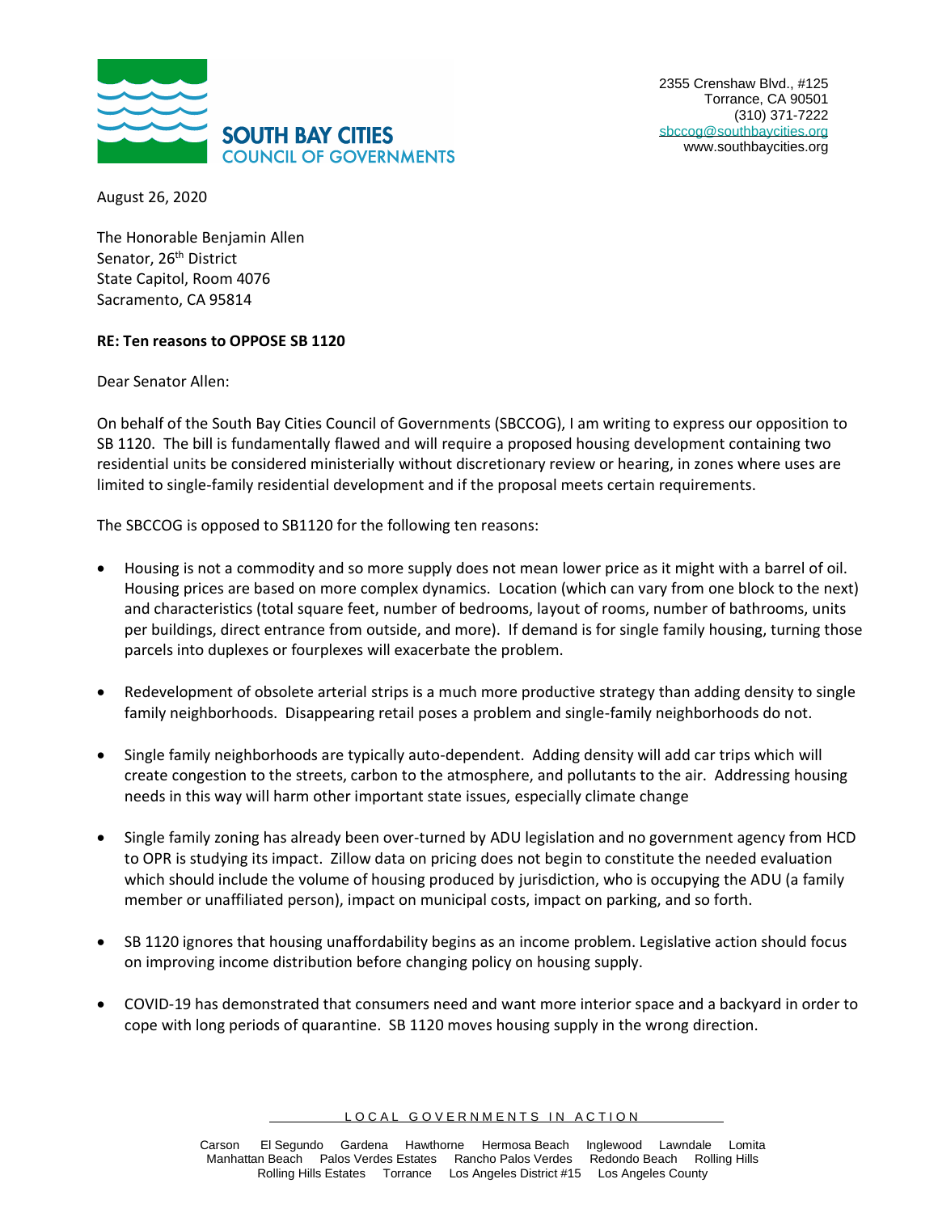**SOUTH BAY CITIES**
**COUNCIL OF GOVERNMENTS**

2355 Crenshaw Blvd., #125
Torrance, CA 90501
(310) 371-7222
sbccog@southbaycities.org
www.southbaycities.org

August 26, 2020

The Honorable Benjamin Allen
Senator, 26th District
State Capitol, Room 4076
Sacramento, CA 95814

**RE: Ten reasons to OPPOSE SB 1120**

Dear Senator Allen:

On behalf of the South Bay Cities Council of Governments (SBCCOG), I am writing to express our opposition to SB 1120. The bill is fundamentally flawed and will require a proposed housing development containing two residential units be considered ministerially without discretionary review or hearing, in zones where uses are limited to single-family residential development and if the proposal meets certain requirements.

The SBCCOG is opposed to SB1120 for the following ten reasons:

- Housing is not a commodity and so more supply does not mean lower price as it might with a barrel of oil. Housing prices are based on more complex dynamics. Location (which can vary from one block to the next) and characteristics (total square feet, number of bedrooms, layout of rooms, number of bathrooms, units per buildings, direct entrance from outside, and more). If demand is for single family housing, turning those parcels into duplexes or fourplexes will exacerbate the problem.

- Redevelopment of obsolete arterial strips is a much more productive strategy than adding density to single family neighborhoods. Disappearing retail poses a problem and single-family neighborhoods do not.

- Single family neighborhoods are typically auto-dependent. Adding density will add car trips which will create congestion to the streets, carbon to the atmosphere, and pollutants to the air. Addressing housing needs in this way will harm other important state issues, especially climate change

- Single family zoning has already been over-turned by ADU legislation and no government agency from HCD to OPR is studying its impact. Zillow data on pricing does not begin to constitute the needed evaluation which should include the volume of housing produced by jurisdiction, who is occupying the ADU (a family member or unaffiliated person), impact on municipal costs, impact on parking, and so forth.

- SB 1120 ignores that housing unaffordability begins as an income problem. Legislative action should focus on improving income distribution before changing policy on housing supply.

- COVID-19 has demonstrated that consumers need and want more interior space and a backyard in order to cope with long periods of quarantine. SB 1120 moves housing supply in the wrong direction.

LOCAL GOVERNMENTS IN ACTION

Carson El Segundo Gardena Hawthorne Hermosa Beach Inglewood Lawndale Lomita
Manhattan Beach Palos Verdes Estates Rancho Palos Verdes Redondo Beach Rolling Hills
Rolling Hills Estates Torrance Los Angeles District #15 Los Angeles County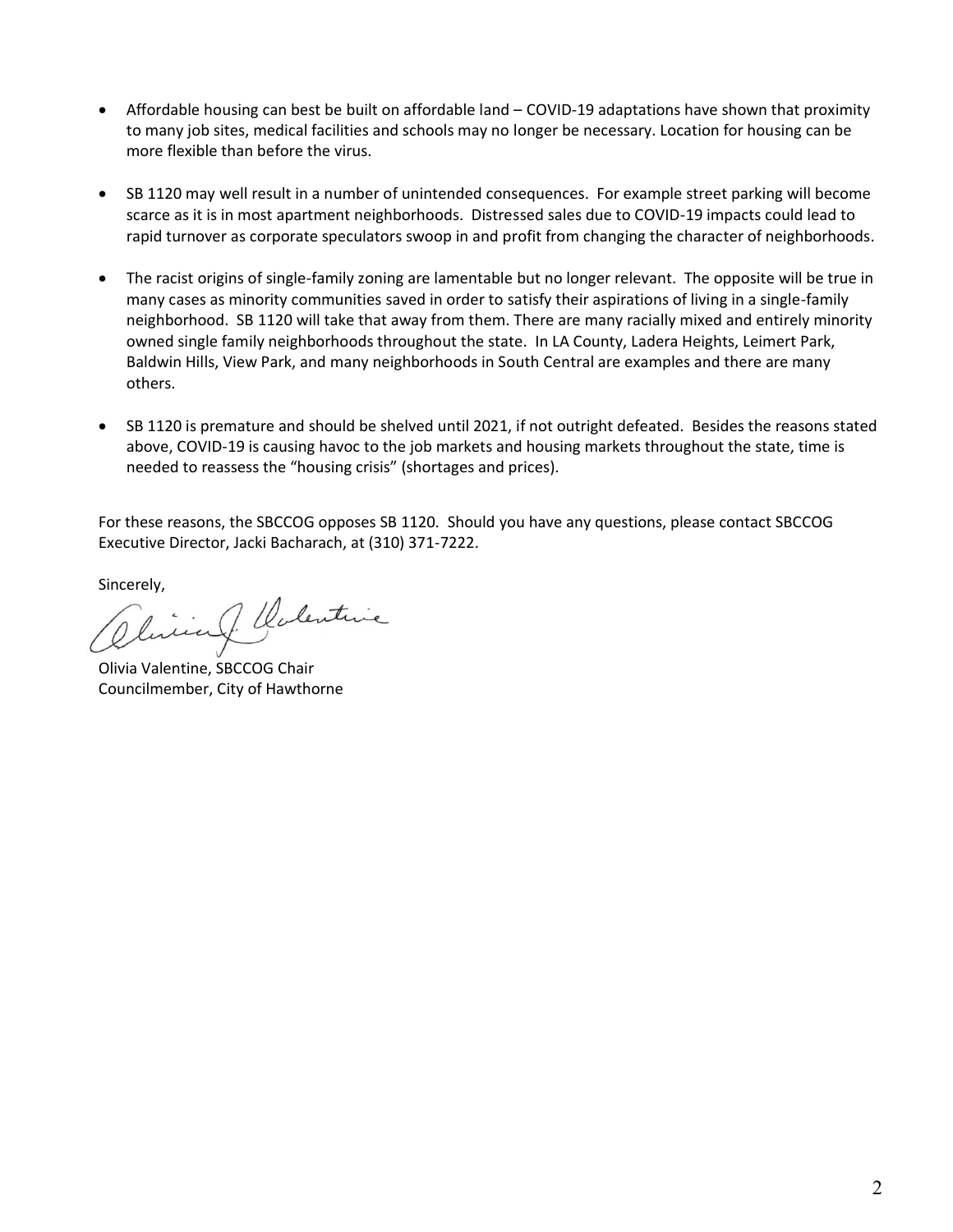- Affordable housing can best be built on affordable land – COVID-19 adaptations have shown that proximity to many job sites, medical facilities and schools may no longer be necessary. Location for housing can be more flexible than before the virus.

- SB 1120 may well result in a number of unintended consequences. For example street parking will become scarce as it is in most apartment neighborhoods. Distressed sales due to COVID-19 impacts could lead to rapid turnover as corporate speculators swoop in and profit from changing the character of neighborhoods.

- The racist origins of single-family zoning are lamentable but no longer relevant. The opposite will be true in many cases as minority communities saved in order to satisfy their aspirations of living in a single-family neighborhood. SB 1120 will take that away from them. There are many racially mixed and entirely minority owned single family neighborhoods throughout the state. In LA County, Ladera Heights, Leimert Park, Baldwin Hills, View Park, and many neighborhoods in South Central are examples and there are many others.

- SB 1120 is premature and should be shelved until 2021, if not outright defeated. Besides the reasons stated above, COVID-19 is causing havoc to the job markets and housing markets throughout the state, time is needed to reassess the "housing crisis" (shortages and prices).

For these reasons, the SBCCOG opposes SB 1120. Should you have any questions, please contact SBCCOG Executive Director, Jacki Bacharach, at (310) 371-7222.

Sincerely,

Olivia Valentine, SBCCOG Chair
Councilmember, City of Hawthorne